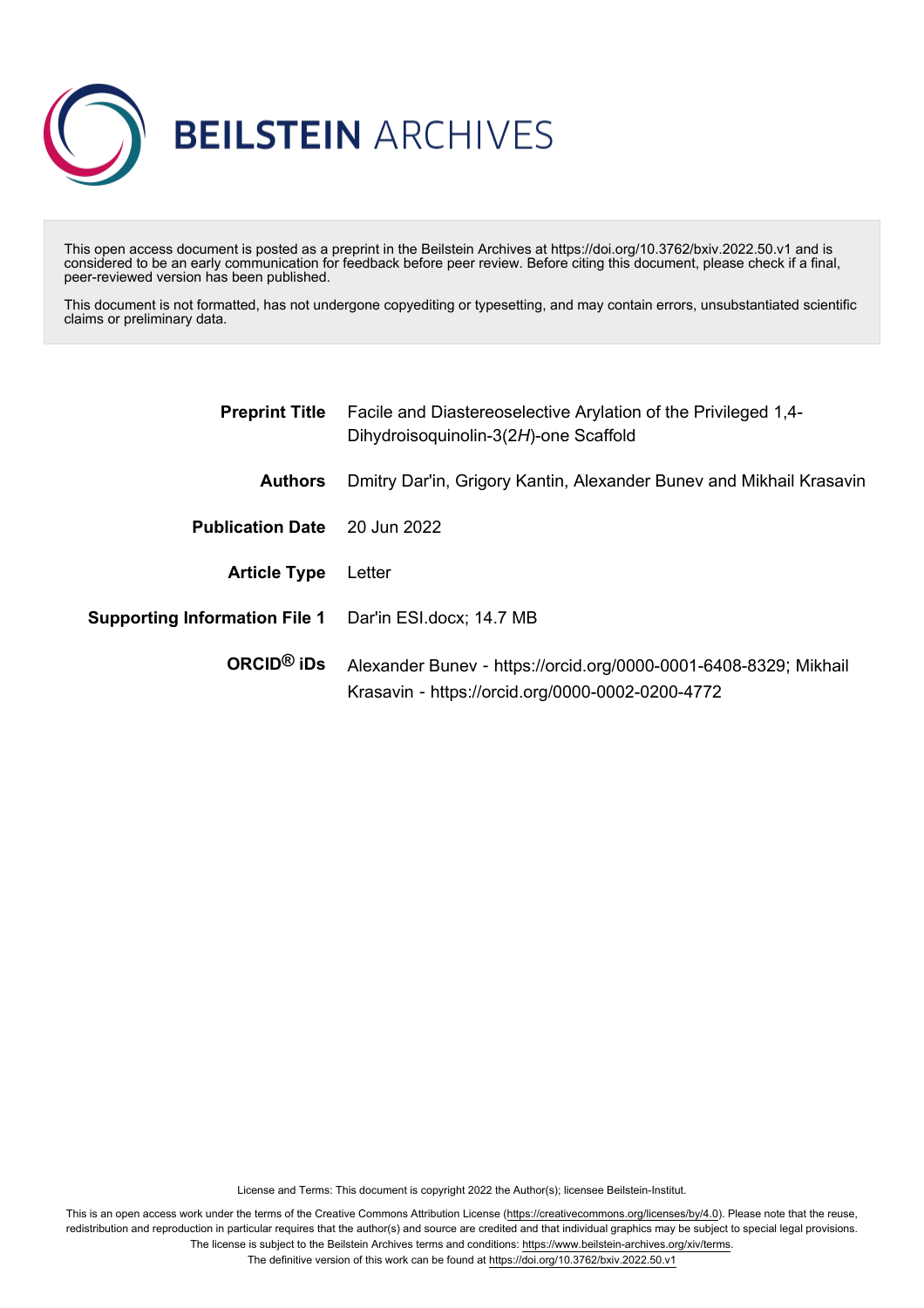# BEILSTEIN ARCHIVES

This open access document is posted as a preprint in the Beilstein Archives at https://doi.org/10.3762/bxiv.2022.50.v1 and is considered to be an early communication for feedback before peer review. Before citing this document, please check if a final, peer-reviewed version has been published.

This document is not formatted, has not undergone copyediting or typesetting, and may contain errors, unsubstantiated scientific claims or preliminary data.

| | |
|---|---|
| **Preprint Title** | Facile and Diastereoselective Arylation of the Privileged 1,4-Dihydroisoquinolin-3(2*H*)-one Scaffold |
| **Authors** | Dmitry Dar'in, Grigory Kantin, Alexander Bunev and Mikhail Krasavin |
| **Publication Date** | 20 Jun 2022 |
| **Article Type** | Letter |
| **Supporting Information File 1** | Dar'in ESI.docx; 14.7 MB |
| **ORCID® iDs** | Alexander Bunev - https://orcid.org/0000-0001-6408-8329; Mikhail Krasavin - https://orcid.org/0000-0002-0200-4772 |

License and Terms: This document is copyright 2022 the Author(s); licensee Beilstein-Institut.

This is an open access work under the terms of the Creative Commons Attribution License (https://creativecommons.org/licenses/by/4.0). Please note that the reuse, redistribution and reproduction in particular requires that the author(s) and source are credited and that individual graphics may be subject to special legal provisions. The license is subject to the Beilstein Archives terms and conditions: https://www.beilstein-archives.org/xiv/terms.

The definitive version of this work can be found at https://doi.org/10.3762/bxiv.2022.50.v1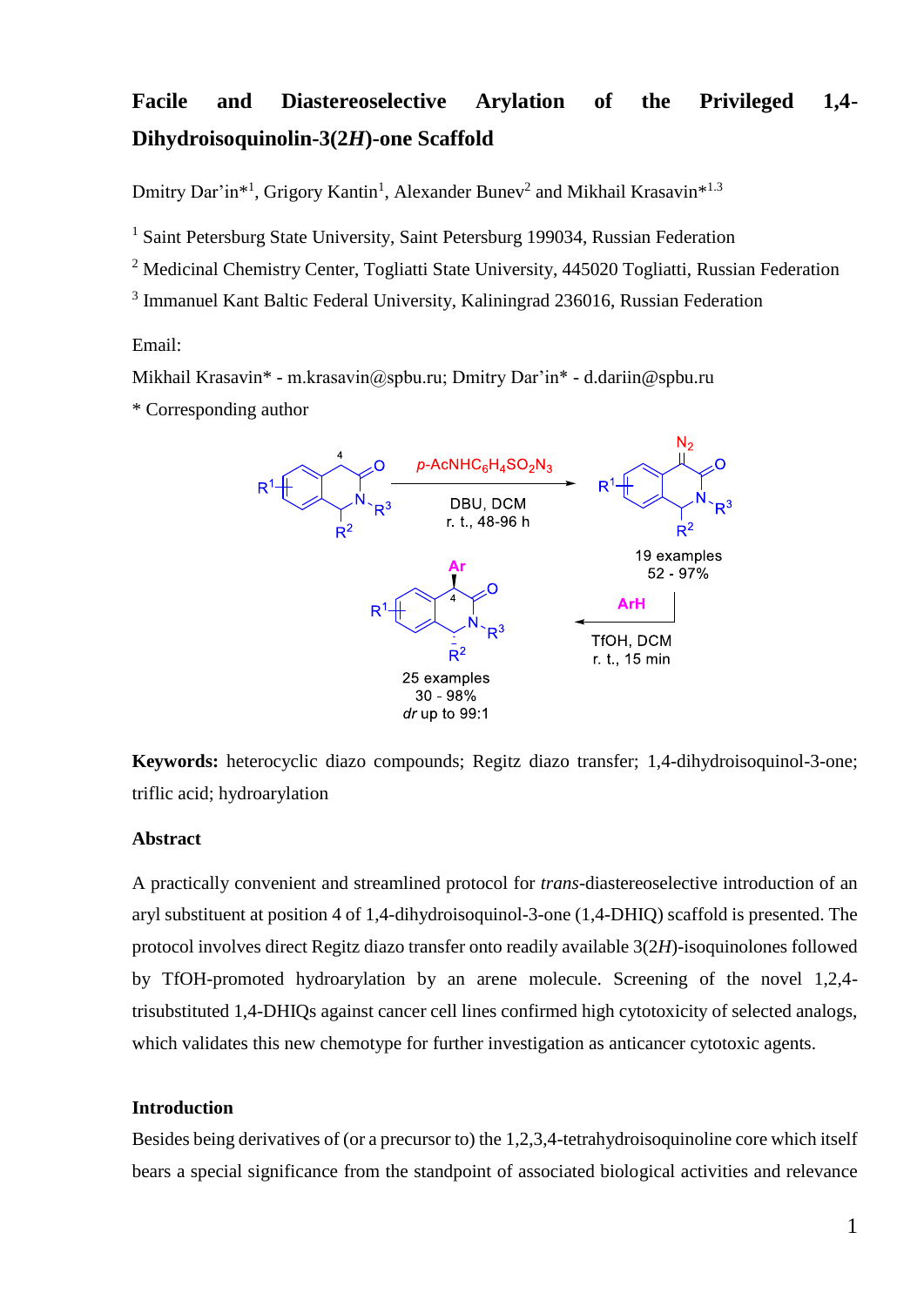# Facile and Diastereoselective Arylation of the Privileged 1,4-Dihydroisoquinolin-3(2*H*)-one Scaffold

Dmitry Dar'in*[1], Grigory Kantin[1], Alexander Bunev[2] and Mikhail Krasavin*[1,3]

[1] Saint Petersburg State University, Saint Petersburg 199034, Russian Federation

[2] Medicinal Chemistry Center, Togliatti State University, 445020 Togliatti, Russian Federation

[3] Immanuel Kant Baltic Federal University, Kaliningrad 236016, Russian Federation

Email:

Mikhail Krasavin* - m.krasavin@spbu.ru; Dmitry Dar'in* - d.dariin@spbu.ru

\* Corresponding author

**Keywords:** heterocyclic diazo compounds; Regitz diazo transfer; 1,4-dihydroisoquinol-3-one; triflic acid; hydroarylation

### Abstract

A practically convenient and streamlined protocol for *trans*-diastereoselective introduction of an aryl substituent at position 4 of 1,4-dihydroisoquinol-3-one (1,4-DHIQ) scaffold is presented. The protocol involves direct Regitz diazo transfer onto readily available 3(2*H*)-isoquinolones followed by TfOH-promoted hydroarylation by an arene molecule. Screening of the novel 1,2,4-trisubstituted 1,4-DHIQs against cancer cell lines confirmed high cytotoxicity of selected analogs, which validates this new chemotype for further investigation as anticancer cytotoxic agents.

### Introduction

Besides being derivatives of (or a precursor to) the 1,2,3,4-tetrahydroisoquinoline core which itself bears a special significance from the standpoint of associated biological activities and relevance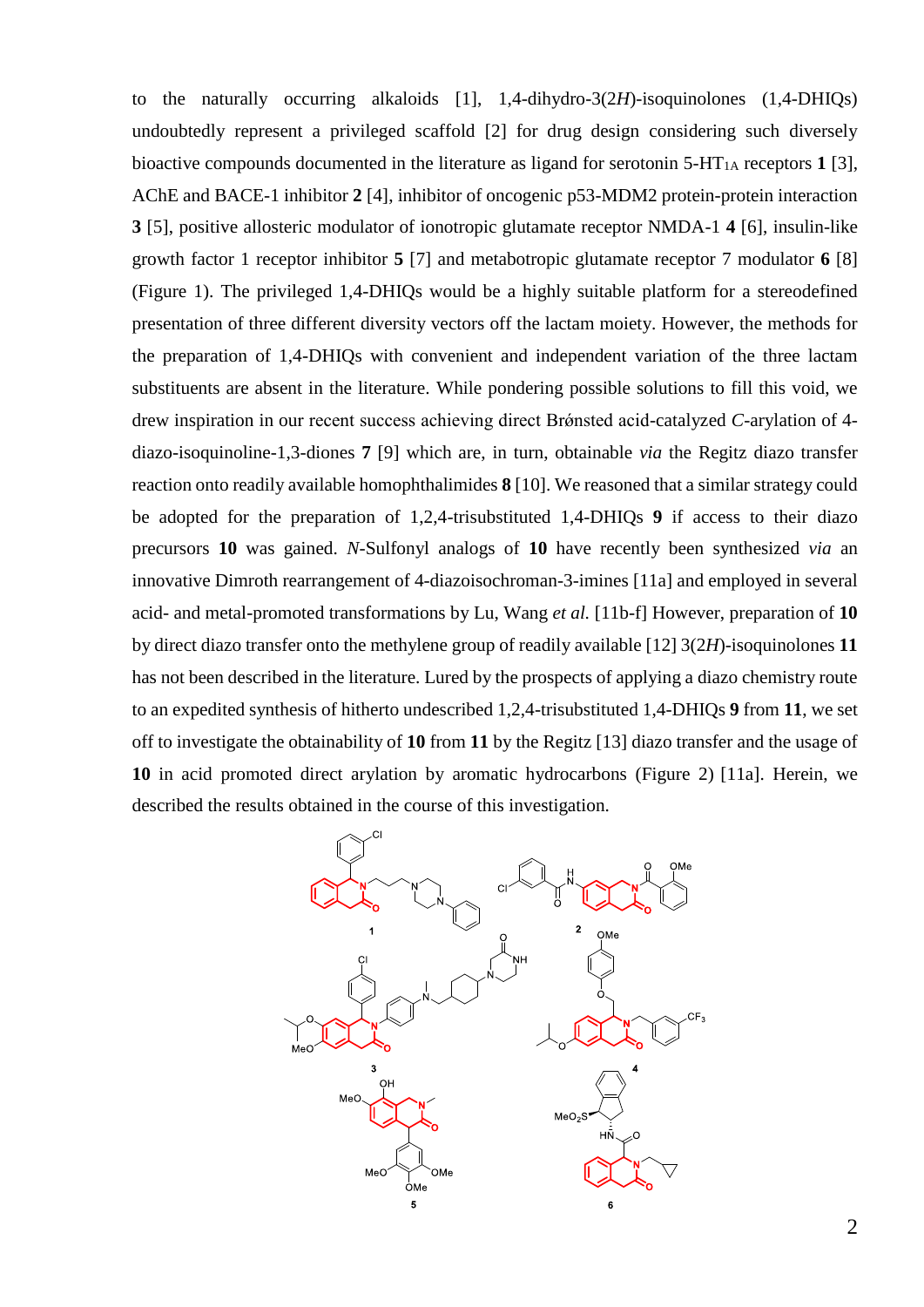to the naturally occurring alkaloids [1], 1,4-dihydro-3(2*H*)-isoquinolones (1,4-DHIQs) undoubtedly represent a privileged scaffold [2] for drug design considering such diversely bioactive compounds documented in the literature as ligand for serotonin 5-$HT_{1A}$ receptors **1** [3], AChE and BACE-1 inhibitor **2** [4], inhibitor of oncogenic p53-MDM2 protein-protein interaction **3** [5], positive allosteric modulator of ionotropic glutamate receptor NMDA-1 **4** [6], insulin-like growth factor 1 receptor inhibitor **5** [7] and metabotropic glutamate receptor 7 modulator **6** [8] (Figure 1). The privileged 1,4-DHIQs would be a highly suitable platform for a stereodefined presentation of three different diversity vectors off the lactam moiety. However, the methods for the preparation of 1,4-DHIQs with convenient and independent variation of the three lactam substituents are absent in the literature. While pondering possible solutions to fill this void, we drew inspiration in our recent success achieving direct Brǿnsted acid-catalyzed *C*-arylation of 4-diazo-isoquinoline-1,3-diones **7** [9] which are, in turn, obtainable *via* the Regitz diazo transfer reaction onto readily available homophthalimides **8** [10]. We reasoned that a similar strategy could be adopted for the preparation of 1,2,4-trisubstituted 1,4-DHIQs **9** if access to their diazo precursors **10** was gained. *N*-Sulfonyl analogs of **10** have recently been synthesized *via* an innovative Dimroth rearrangement of 4-diazoisochroman-3-imines [11a] and employed in several acid- and metal-promoted transformations by Lu, Wang *et al.* [11b-f] However, preparation of **10** by direct diazo transfer onto the methylene group of readily available [12] 3(2*H*)-isoquinolones **11** has not been described in the literature. Lured by the prospects of applying a diazo chemistry route to an expedited synthesis of hitherto undescribed 1,2,4-trisubstituted 1,4-DHIQs **9** from **11**, we set off to investigate the obtainability of **10** from **11** by the Regitz [13] diazo transfer and the usage of **10** in acid promoted direct arylation by aromatic hydrocarbons (Figure 2) [11a]. Herein, we described the results obtained in the course of this investigation.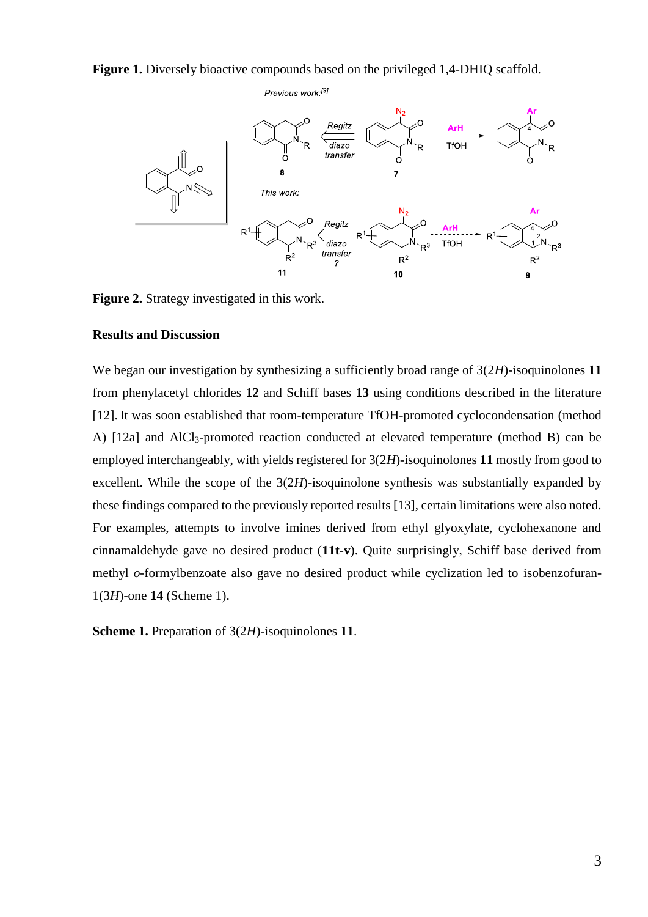**Figure 1.** Diversely bioactive compounds based on the privileged 1,4-DHIQ scaffold.

**Figure 2.** Strategy investigated in this work.

## Results and Discussion

We began our investigation by synthesizing a sufficiently broad range of 3(2*H*)-isoquinolones **11** from phenylacetyl chlorides **12** and Schiff bases **13** using conditions described in the literature [12]. It was soon established that room-temperature TfOH-promoted cyclocondensation (method A) [12a] and $AlCl_3$-promoted reaction conducted at elevated temperature (method B) can be employed interchangeably, with yields registered for 3(2*H*)-isoquinolones **11** mostly from good to excellent. While the scope of the 3(2*H*)-isoquinolone synthesis was substantially expanded by these findings compared to the previously reported results [13], certain limitations were also noted. For examples, attempts to involve imines derived from ethyl glyoxylate, cyclohexanone and cinnamaldehyde gave no desired product (**11t-v**). Quite surprisingly, Schiff base derived from methyl *o*-formylbenzoate also gave no desired product while cyclization led to isobenzofuran-1(3*H*)-one **14** (Scheme 1).

**Scheme 1.** Preparation of 3(2*H*)-isoquinolones **11**.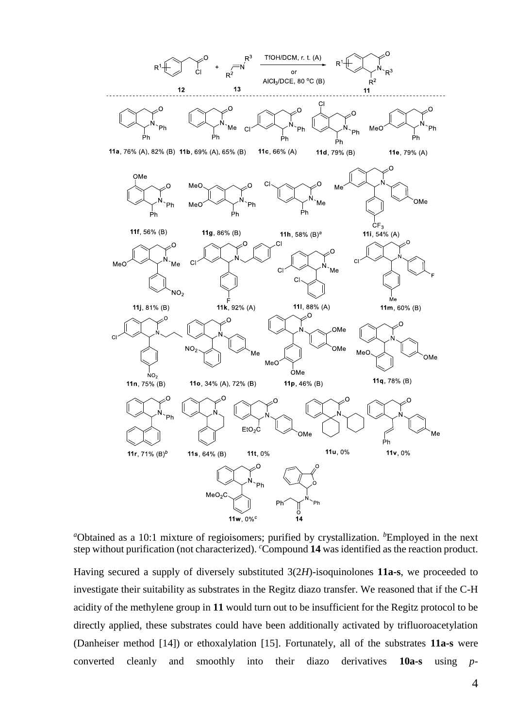[a]Obtained as a 10:1 mixture of regioisomers; purified by crystallization. [b]Employed in the next step without purification (not characterized). [c]Compound **14** was identified as the reaction product.

Having secured a supply of diversely substituted 3(2*H*)-isoquinolones **11a-s**, we proceeded to investigate their suitability as substrates in the Regitz diazo transfer. We reasoned that if the C-H acidity of the methylene group in **11** would turn out to be insufficient for the Regitz protocol to be directly applied, these substrates could have been additionally activated by trifluoroacetylation (Danheiser method [14]) or ethoxalylation [15]. Fortunately, all of the substrates **11a-s** were converted cleanly and smoothly into their diazo derivatives **10a-s** using *p*-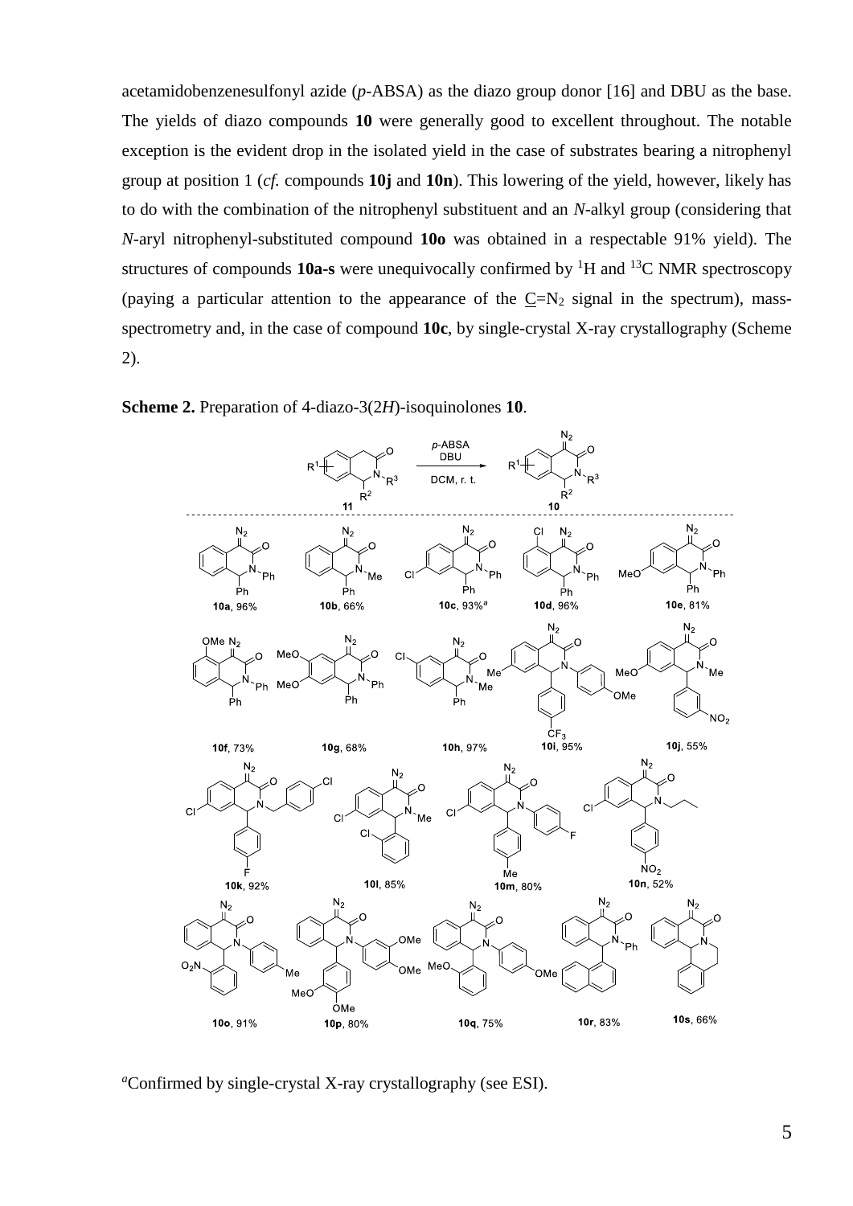acetamidobenzenesulfonyl azide (*p*-ABSA) as the diazo group donor [16] and DBU as the base. The yields of diazo compounds **10** were generally good to excellent throughout. The notable exception is the evident drop in the isolated yield in the case of substrates bearing a nitrophenyl group at position 1 (*cf.* compounds **10j** and **10n**). This lowering of the yield, however, likely has to do with the combination of the nitrophenyl substituent and an *N*-alkyl group (considering that *N*-aryl nitrophenyl-substituted compound **10o** was obtained in a respectable 91% yield). The structures of compounds **10a-s** were unequivocally confirmed by $^{1}H$ and $^{13}C$ NMR spectroscopy (paying a particular attention to the appearance of the $\underline{C}=N_2$ signal in the spectrum), mass-spectrometry and, in the case of compound **10c**, by single-crystal X-ray crystallography (Scheme 2).

**Scheme 2.** Preparation of 4-diazo-3(2*H*)-isoquinolones **10**.

11 → 10 (*p*-ABSA, DBU, DCM, r. t.)

**10a**, 96%; **10b**, 66%; **10c**, 93%[a]; **10d**, 96%; **10e**, 81%; **10f**, 73%; **10g**, 68%; **10h**, 97%; **10i**, 95%; **10j**, 55%; **10k**, 92%; **10l**, 85%; **10m**, 80%; **10n**, 52%; **10o**, 91%; **10p**, 80%; **10q**, 75%; **10r**, 83%; **10s**, 66%

[a]Confirmed by single-crystal X-ray crystallography (see ESI).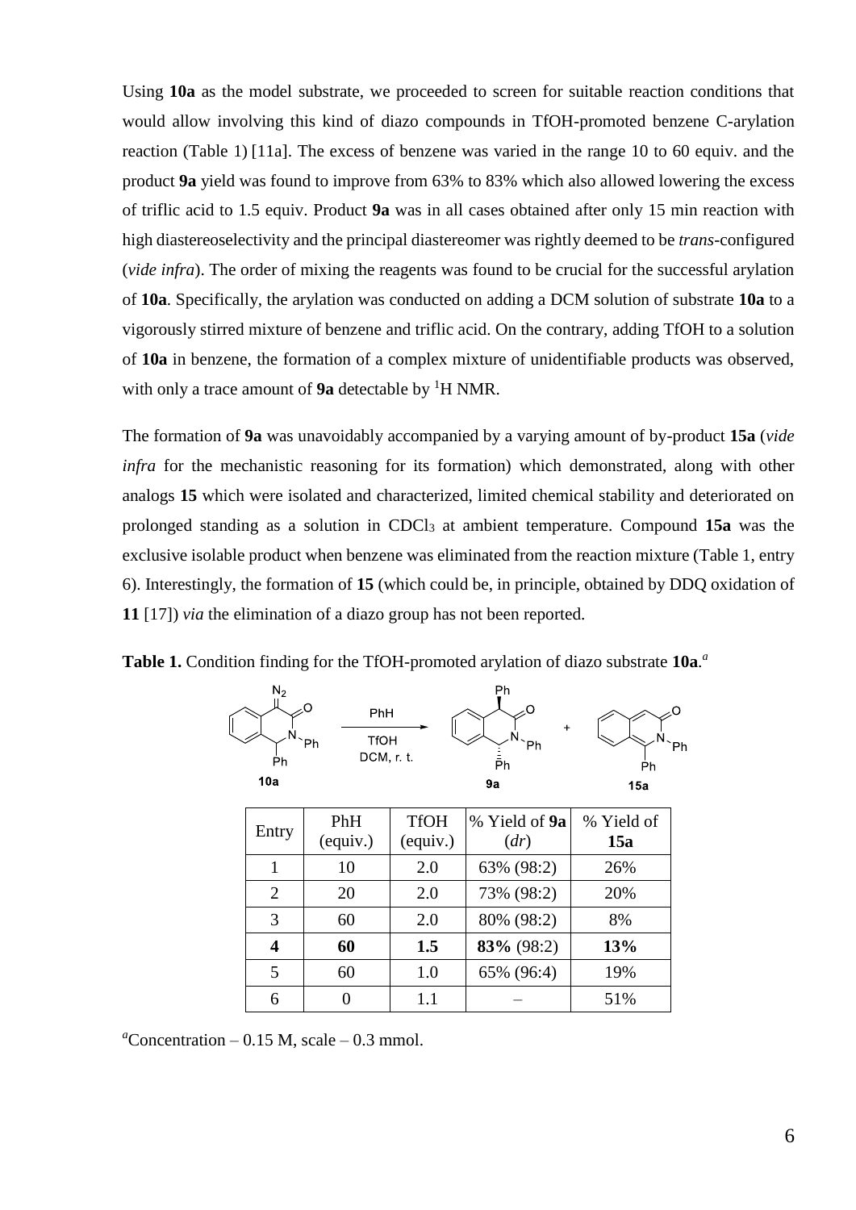Using **10a** as the model substrate, we proceeded to screen for suitable reaction conditions that would allow involving this kind of diazo compounds in TfOH-promoted benzene C-arylation reaction (Table 1) [11a]. The excess of benzene was varied in the range 10 to 60 equiv. and the product **9a** yield was found to improve from 63% to 83% which also allowed lowering the excess of triflic acid to 1.5 equiv. Product **9a** was in all cases obtained after only 15 min reaction with high diastereoselectivity and the principal diastereomer was rightly deemed to be *trans*-configured (*vide infra*). The order of mixing the reagents was found to be crucial for the successful arylation of **10a**. Specifically, the arylation was conducted on adding a DCM solution of substrate **10a** to a vigorously stirred mixture of benzene and triflic acid. On the contrary, adding TfOH to a solution of **10a** in benzene, the formation of a complex mixture of unidentifiable products was observed, with only a trace amount of **9a** detectable by $^1$H NMR.

The formation of **9a** was unavoidably accompanied by a varying amount of by-product **15a** (*vide infra* for the mechanistic reasoning for its formation) which demonstrated, along with other analogs **15** which were isolated and characterized, limited chemical stability and deteriorated on prolonged standing as a solution in $CDCl_3$ at ambient temperature. Compound **15a** was the exclusive isolable product when benzene was eliminated from the reaction mixture (Table 1, entry 6). Interestingly, the formation of **15** (which could be, in principle, obtained by DDQ oxidation of **11** [17]) *via* the elimination of a diazo group has not been reported.

**Table 1.** Condition finding for the TfOH-promoted arylation of diazo substrate **10a**.[a]

**10a** → (PhH, TfOH, DCM, r. t.) → **9a** + **15a**

| Entry | PhH (equiv.) | TfOH (equiv.) | % Yield of **9a** (*dr*) | % Yield of **15a** |
|---|---|---|---|---|
| 1 | 10 | 2.0 | 63% (98:2) | 26% |
| 2 | 20 | 2.0 | 73% (98:2) | 20% |
| 3 | 60 | 2.0 | 80% (98:2) | 8% |
| **4** | **60** | **1.5** | **83%** (98:2) | **13%** |
| 5 | 60 | 1.0 | 65% (96:4) | 19% |
| 6 | 0 | 1.1 | – | 51% |

[a]Concentration – 0.15 M, scale – 0.3 mmol.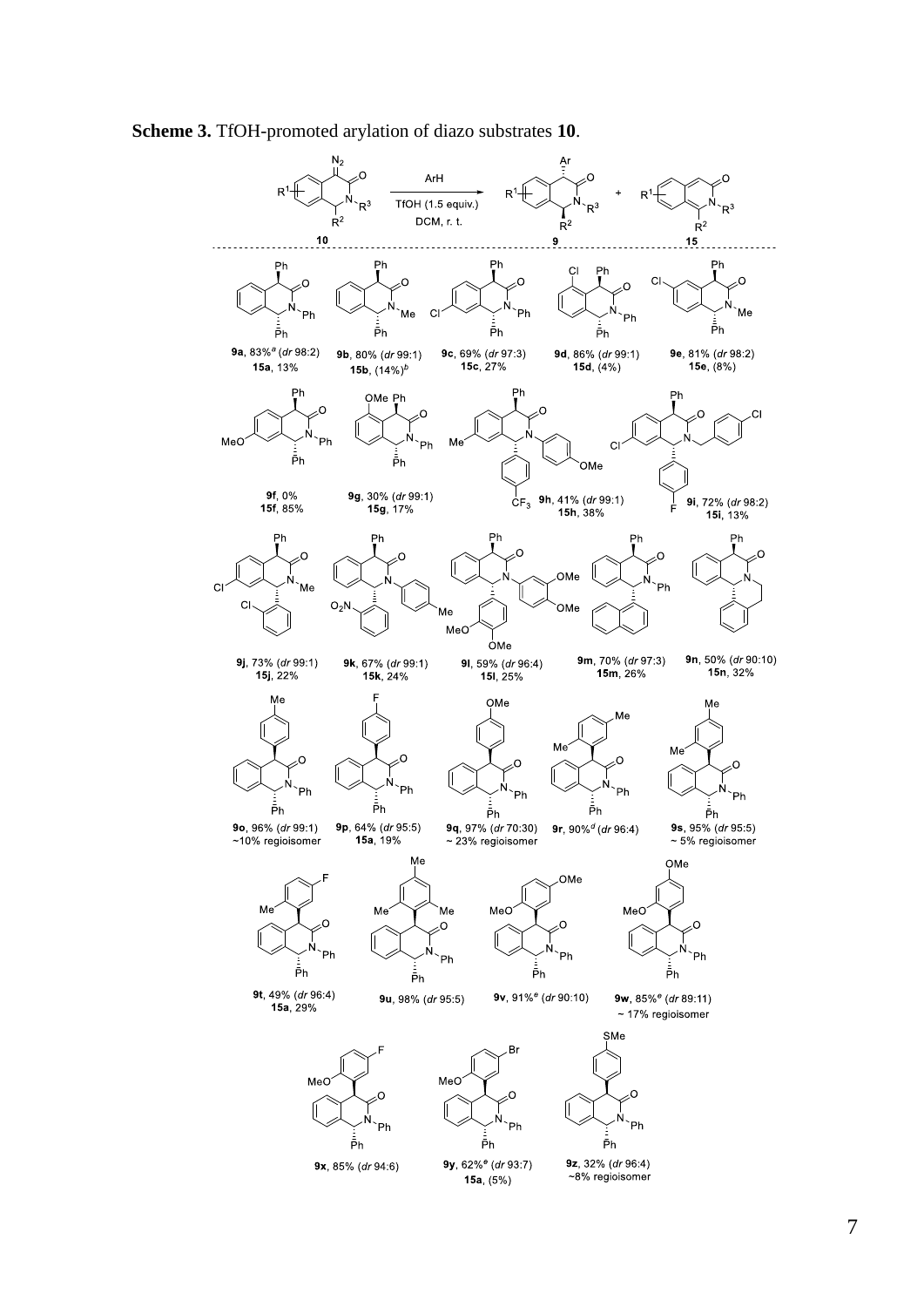**Scheme 3.** TfOH-promoted arylation of diazo substrates **10**.

**9a**, 83%[a] (*dr* 98:2)
**15a**, 13%

**9b**, 80% (*dr* 99:1)
**15b**, (14%)[b]

**9c**, 69% (*dr* 97:3)
**15c**, 27%

**9d**, 86% (*dr* 99:1)
**15d**, (4%)

**9e**, 81% (*dr* 98:2)
**15e**, (8%)

**9f**, 0%
**15f**, 85%

**9g**, 30% (*dr* 99:1)
**15g**, 17%

**9h**, 41% (*dr* 99:1)
**15h**, 38%

**9i**, 72% (*dr* 98:2)
**15i**, 13%

**9j**, 73% (*dr* 99:1)
**15j**, 22%

**9k**, 67% (*dr* 99:1)
**15k**, 24%

**9l**, 59% (*dr* 96:4)
**15l**, 25%

**9m**, 70% (*dr* 97:3)
**15m**, 26%

**9n**, 50% (*dr* 90:10)
**15n**, 32%

**9o**, 96% (*dr* 99:1)
~10% regioisomer

**9p**, 64% (*dr* 95:5)
**15a**, 19%

**9q**, 97% (*dr* 70:30)
~ 23% regioisomer

**9r**, 90%[d] (*dr* 96:4)

**9s**, 95% (*dr* 95:5)
~ 5% regioisomer

**9t**, 49% (*dr* 96:4)
**15a**, 29%

**9u**, 98% (*dr* 95:5)

**9v**, 91%[e] (*dr* 90:10)

**9w**, 85%[e] (*dr* 89:11)
~ 17% regioisomer

**9x**, 85% (*dr* 94:6)

**9y**, 62%[e] (*dr* 93:7)
**15a**, (5%)

**9z**, 32% (*dr* 96:4)
~8% regioisomer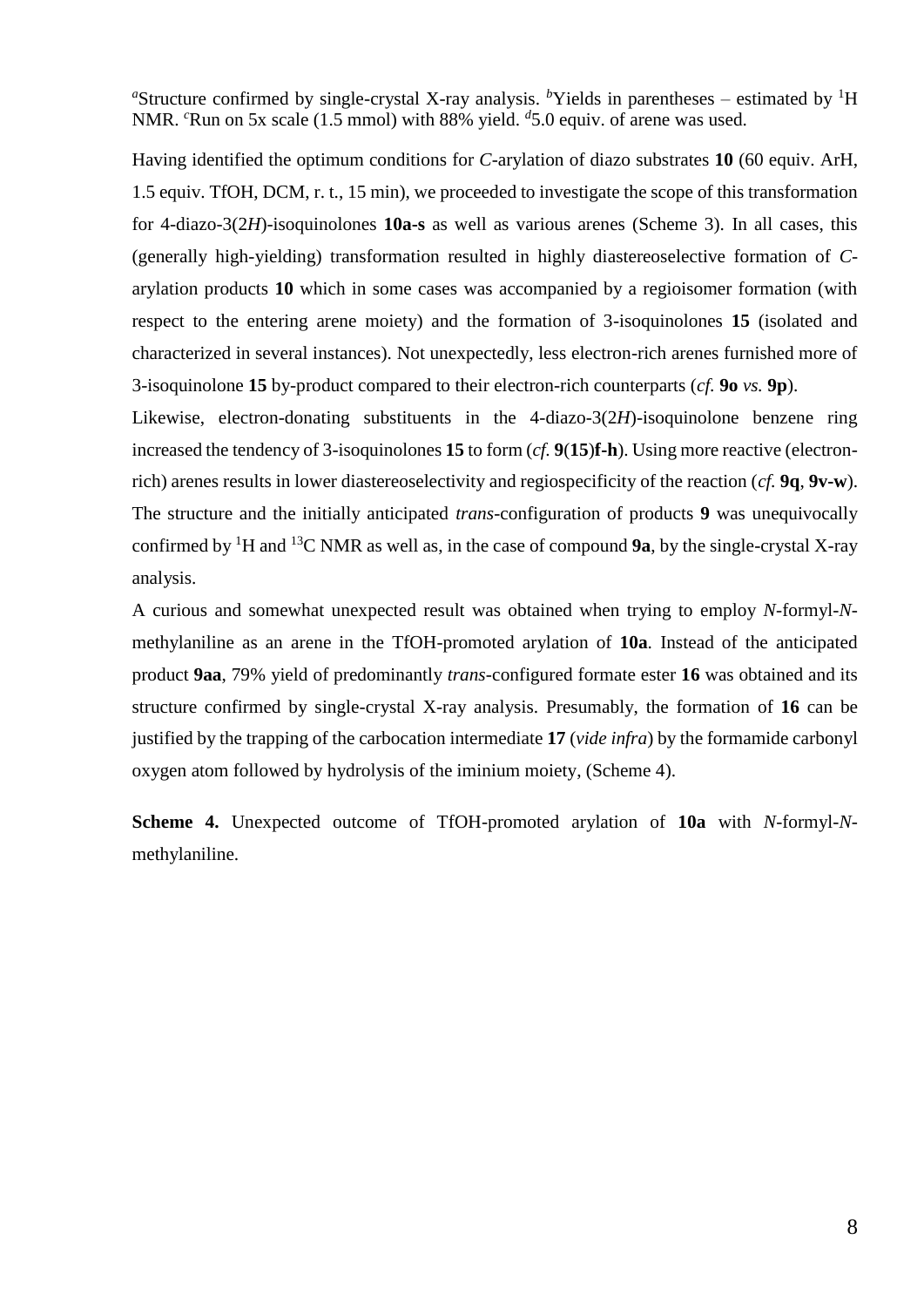[a]Structure confirmed by single-crystal X-ray analysis. [b]Yields in parentheses – estimated by $^1$H NMR. [c]Run on 5x scale (1.5 mmol) with 88% yield. [d]5.0 equiv. of arene was used.

Having identified the optimum conditions for *C*-arylation of diazo substrates **10** (60 equiv. ArH, 1.5 equiv. TfOH, DCM, r. t., 15 min), we proceeded to investigate the scope of this transformation for 4-diazo-3(2*H*)-isoquinolones **10a-s** as well as various arenes (Scheme 3). In all cases, this (generally high-yielding) transformation resulted in highly diastereoselective formation of *C*-arylation products **10** which in some cases was accompanied by a regioisomer formation (with respect to the entering arene moiety) and the formation of 3-isoquinolones **15** (isolated and characterized in several instances). Not unexpectedly, less electron-rich arenes furnished more of 3-isoquinolone **15** by-product compared to their electron-rich counterparts (*cf.* **9o** *vs.* **9p**).

Likewise, electron-donating substituents in the 4-diazo-3(2*H*)-isoquinolone benzene ring increased the tendency of 3-isoquinolones **15** to form (*cf.* **9**(**15**)**f-h**). Using more reactive (electron-rich) arenes results in lower diastereoselectivity and regiospecificity of the reaction (*cf.* **9q**, **9v-w**). The structure and the initially anticipated *trans*-configuration of products **9** was unequivocally confirmed by $^1$H and $^{13}$C NMR as well as, in the case of compound **9a**, by the single-crystal X-ray analysis.

A curious and somewhat unexpected result was obtained when trying to employ *N*-formyl-*N*-methylaniline as an arene in the TfOH-promoted arylation of **10a**. Instead of the anticipated product **9aa**, 79% yield of predominantly *trans*-configured formate ester **16** was obtained and its structure confirmed by single-crystal X-ray analysis. Presumably, the formation of **16** can be justified by the trapping of the carbocation intermediate **17** (*vide infra*) by the formamide carbonyl oxygen atom followed by hydrolysis of the iminium moiety, (Scheme 4).

**Scheme 4.** Unexpected outcome of TfOH-promoted arylation of **10a** with *N*-formyl-*N*-methylaniline.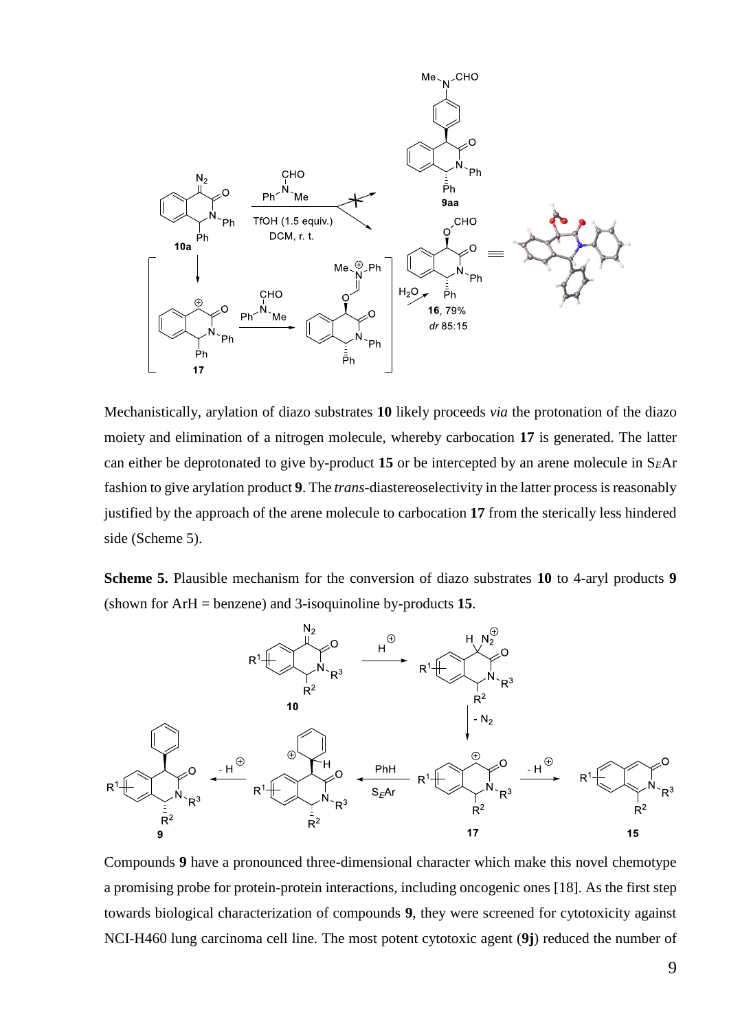Mechanistically, arylation of diazo substrates **10** likely proceeds *via* the protonation of the diazo moiety and elimination of a nitrogen molecule, whereby carbocation **17** is generated. The latter can either be deprotonated to give by-product **15** or be intercepted by an arene molecule in S*E*Ar fashion to give arylation product **9**. The *trans*-diastereoselectivity in the latter process is reasonably justified by the approach of the arene molecule to carbocation **17** from the sterically less hindered side (Scheme 5).

**Scheme 5.** Plausible mechanism for the conversion of diazo substrates **10** to 4-aryl products **9** (shown for ArH = benzene) and 3-isoquinoline by-products **15**.

Compounds **9** have a pronounced three-dimensional character which make this novel chemotype a promising probe for protein-protein interactions, including oncogenic ones [18]. As the first step towards biological characterization of compounds **9**, they were screened for cytotoxicity against NCI-H460 lung carcinoma cell line. The most potent cytotoxic agent (**9j**) reduced the number of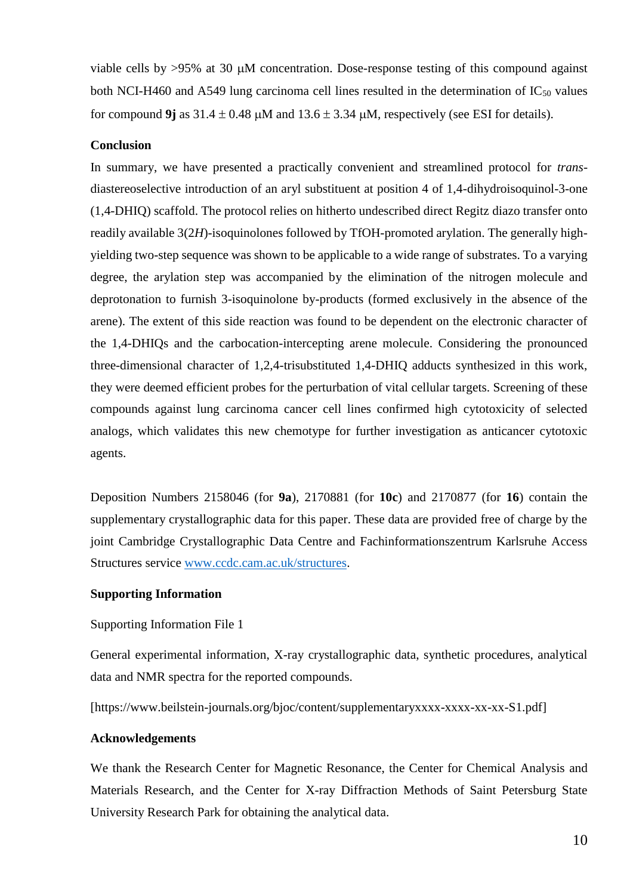viable cells by >95% at 30 μM concentration. Dose-response testing of this compound against both NCI-H460 and A549 lung carcinoma cell lines resulted in the determination of $IC_{50}$ values for compound **9j** as $31.4 \pm 0.48$ μM and $13.6 \pm 3.34$ μM, respectively (see ESI for details).

## Conclusion

In summary, we have presented a practically convenient and streamlined protocol for *trans*-diastereoselective introduction of an aryl substituent at position 4 of 1,4-dihydroisoquinol-3-one (1,4-DHIQ) scaffold. The protocol relies on hitherto undescribed direct Regitz diazo transfer onto readily available 3(2*H*)-isoquinolones followed by TfOH-promoted arylation. The generally high-yielding two-step sequence was shown to be applicable to a wide range of substrates. To a varying degree, the arylation step was accompanied by the elimination of the nitrogen molecule and deprotonation to furnish 3-isoquinolone by-products (formed exclusively in the absence of the arene). The extent of this side reaction was found to be dependent on the electronic character of the 1,4-DHIQs and the carbocation-intercepting arene molecule. Considering the pronounced three-dimensional character of 1,2,4-trisubstituted 1,4-DHIQ adducts synthesized in this work, they were deemed efficient probes for the perturbation of vital cellular targets. Screening of these compounds against lung carcinoma cancer cell lines confirmed high cytotoxicity of selected analogs, which validates this new chemotype for further investigation as anticancer cytotoxic agents.

Deposition Numbers 2158046 (for **9a**), 2170881 (for **10c**) and 2170877 (for **16**) contain the supplementary crystallographic data for this paper. These data are provided free of charge by the joint Cambridge Crystallographic Data Centre and Fachinformationszentrum Karlsruhe Access Structures service www.ccdc.cam.ac.uk/structures.

## Supporting Information

Supporting Information File 1

General experimental information, X-ray crystallographic data, synthetic procedures, analytical data and NMR spectra for the reported compounds.

[https://www.beilstein-journals.org/bjoc/content/supplementaryxxxx-xxxx-xx-xx-S1.pdf]

## Acknowledgements

We thank the Research Center for Magnetic Resonance, the Center for Chemical Analysis and Materials Research, and the Center for X-ray Diffraction Methods of Saint Petersburg State University Research Park for obtaining the analytical data.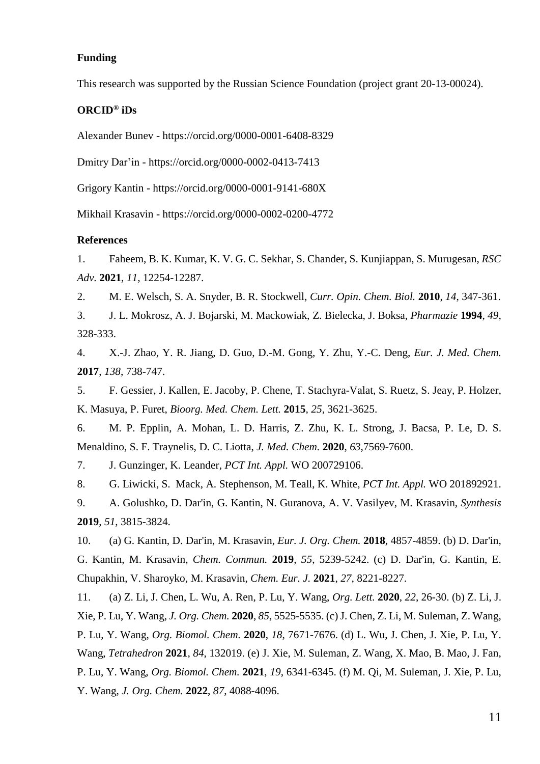**Funding**

This research was supported by the Russian Science Foundation (project grant 20-13-00024).

**ORCID® iDs**

Alexander Bunev - https://orcid.org/0000-0001-6408-8329

Dmitry Dar'in - https://orcid.org/0000-0002-0413-7413

Grigory Kantin - https://orcid.org/0000-0001-9141-680X

Mikhail Krasavin - https://orcid.org/0000-0002-0200-4772

**References**

1. Faheem, B. K. Kumar, K. V. G. C. Sekhar, S. Chander, S. Kunjiappan, S. Murugesan, *RSC Adv.* **2021**, *11*, 12254-12287.

2. M. E. Welsch, S. A. Snyder, B. R. Stockwell, *Curr. Opin. Chem. Biol.* **2010**, *14*, 347-361.

3. J. L. Mokrosz, A. J. Bojarski, M. Mackowiak, Z. Bielecka, J. Boksa, *Pharmazie* **1994**, *49*, 328-333.

4. X.-J. Zhao, Y. R. Jiang, D. Guo, D.-M. Gong, Y. Zhu, Y.-C. Deng, *Eur. J. Med. Chem.* **2017**, *138*, 738-747.

5. F. Gessier, J. Kallen, E. Jacoby, P. Chene, T. Stachyra-Valat, S. Ruetz, S. Jeay, P. Holzer, K. Masuya, P. Furet, *Bioorg. Med. Chem. Lett.* **2015**, *25*, 3621-3625.

6. M. P. Epplin, A. Mohan, L. D. Harris, Z. Zhu, K. L. Strong, J. Bacsa, P. Le, D. S. Menaldino, S. F. Traynelis, D. C. Liotta, *J. Med. Chem.* **2020**, *63*,7569-7600.

7. J. Gunzinger, K. Leander, *PCT Int. Appl.* WO 200729106.

8. G. Liwicki, S. Mack, A. Stephenson, M. Teall, K. White, *PCT Int. Appl.* WO 201892921.

9. A. Golushko, D. Dar'in, G. Kantin, N. Guranova, A. V. Vasilyev, M. Krasavin, *Synthesis* **2019**, *51*, 3815-3824.

10. (a) G. Kantin, D. Dar'in, M. Krasavin, *Eur. J. Org. Chem.* **2018**, 4857-4859. (b) D. Dar'in, G. Kantin, M. Krasavin, *Chem. Commun.* **2019**, *55*, 5239-5242. (c) D. Dar'in, G. Kantin, E. Chupakhin, V. Sharoyko, M. Krasavin, *Chem. Eur. J.* **2021**, *27*, 8221-8227.

11. (a) Z. Li, J. Chen, L. Wu, A. Ren, P. Lu, Y. Wang, *Org. Lett.* **2020**, *22*, 26-30. (b) Z. Li, J. Xie, P. Lu, Y. Wang, *J. Org. Chem.* **2020**, *85*, 5525-5535. (c) J. Chen, Z. Li, M. Suleman, Z. Wang, P. Lu, Y. Wang, *Org. Biomol. Chem.* **2020**, *18*, 7671-7676. (d) L. Wu, J. Chen, J. Xie, P. Lu, Y. Wang, *Tetrahedron* **2021**, *84*, 132019. (e) J. Xie, M. Suleman, Z. Wang, X. Mao, B. Mao, J. Fan, P. Lu, Y. Wang, *Org. Biomol. Chem.* **2021**, *19*, 6341-6345. (f) M. Qi, M. Suleman, J. Xie, P. Lu, Y. Wang, *J. Org. Chem.* **2022**, *87*, 4088-4096.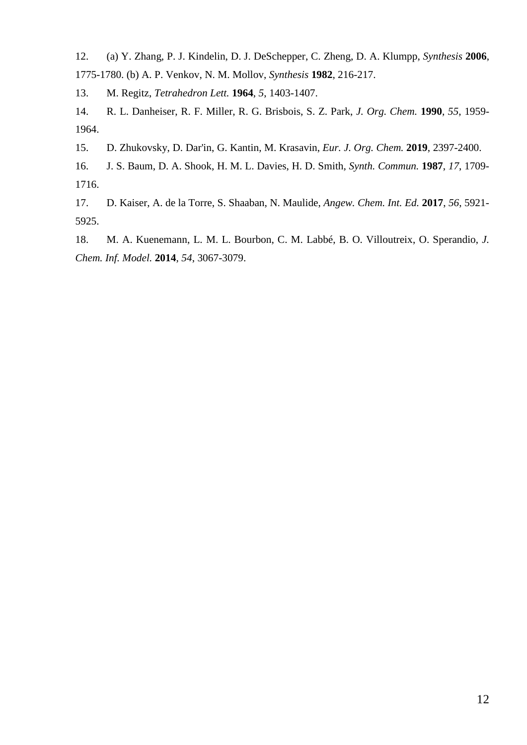12. (a) Y. Zhang, P. J. Kindelin, D. J. DeSchepper, C. Zheng, D. A. Klumpp, *Synthesis* **2006**, 1775-1780. (b) A. P. Venkov, N. M. Mollov, *Synthesis* **1982**, 216-217.

13. M. Regitz, *Tetrahedron Lett.* **1964**, *5*, 1403-1407.

14. R. L. Danheiser, R. F. Miller, R. G. Brisbois, S. Z. Park, *J. Org. Chem.* **1990**, *55*, 1959-1964.

15. D. Zhukovsky, D. Dar'in, G. Kantin, M. Krasavin, *Eur. J. Org. Chem.* **2019**, 2397-2400.

16. J. S. Baum, D. A. Shook, H. M. L. Davies, H. D. Smith, *Synth. Commun.* **1987**, *17*, 1709-1716.

17. D. Kaiser, A. de la Torre, S. Shaaban, N. Maulide, *Angew. Chem. Int. Ed.* **2017**, *56*, 5921-5925.

18. M. A. Kuenemann, L. M. L. Bourbon, C. M. Labbé, B. O. Villoutreix, O. Sperandio, *J. Chem. Inf. Model.* **2014**, *54*, 3067-3079.